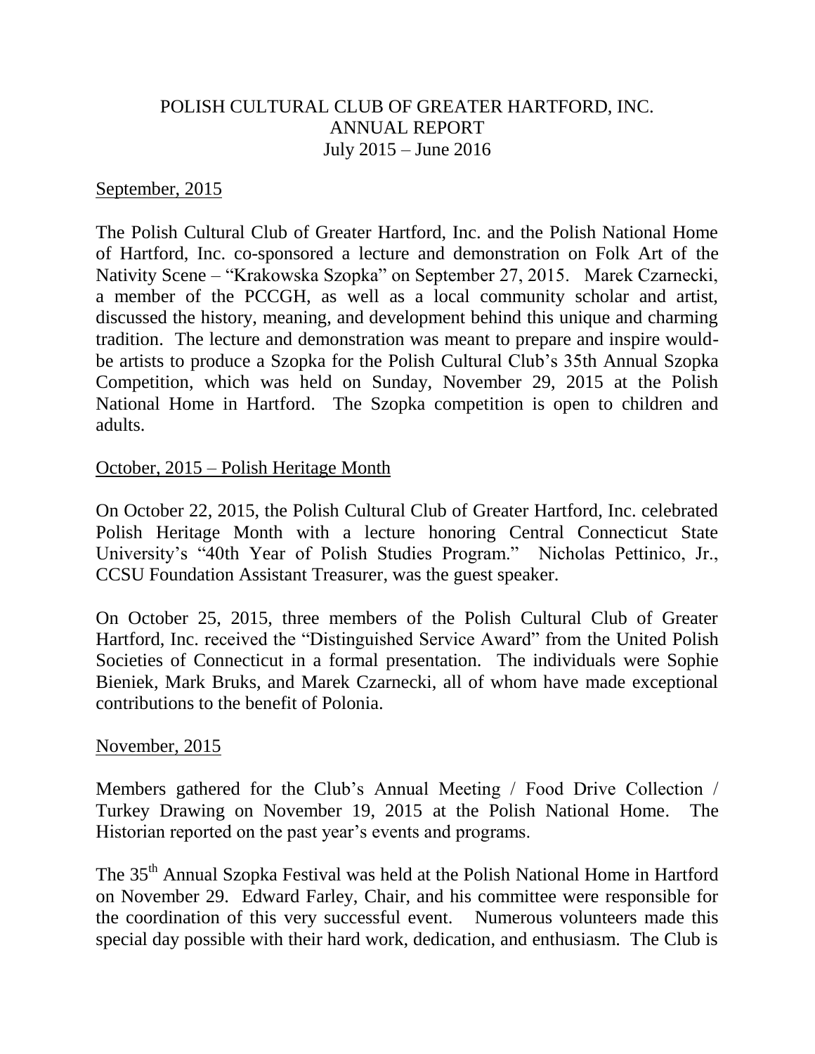# POLISH CULTURAL CLUB OF GREATER HARTFORD, INC.
## ANNUAL REPORT
### July 2015 – June 2016

September, 2015

The Polish Cultural Club of Greater Hartford, Inc. and the Polish National Home of Hartford, Inc. co-sponsored a lecture and demonstration on Folk Art of the Nativity Scene – "Krakowska Szopka" on September 27, 2015. Marek Czarnecki, a member of the PCCGH, as well as a local community scholar and artist, discussed the history, meaning, and development behind this unique and charming tradition. The lecture and demonstration was meant to prepare and inspire would-be artists to produce a Szopka for the Polish Cultural Club's 35th Annual Szopka Competition, which was held on Sunday, November 29, 2015 at the Polish National Home in Hartford. The Szopka competition is open to children and adults.

October, 2015 – Polish Heritage Month

On October 22, 2015, the Polish Cultural Club of Greater Hartford, Inc. celebrated Polish Heritage Month with a lecture honoring Central Connecticut State University's "40th Year of Polish Studies Program." Nicholas Pettinico, Jr., CCSU Foundation Assistant Treasurer, was the guest speaker.

On October 25, 2015, three members of the Polish Cultural Club of Greater Hartford, Inc. received the "Distinguished Service Award" from the United Polish Societies of Connecticut in a formal presentation. The individuals were Sophie Bieniek, Mark Bruks, and Marek Czarnecki, all of whom have made exceptional contributions to the benefit of Polonia.

November, 2015

Members gathered for the Club's Annual Meeting / Food Drive Collection / Turkey Drawing on November 19, 2015 at the Polish National Home. The Historian reported on the past year's events and programs.

The 35th Annual Szopka Festival was held at the Polish National Home in Hartford on November 29. Edward Farley, Chair, and his committee were responsible for the coordination of this very successful event. Numerous volunteers made this special day possible with their hard work, dedication, and enthusiasm. The Club is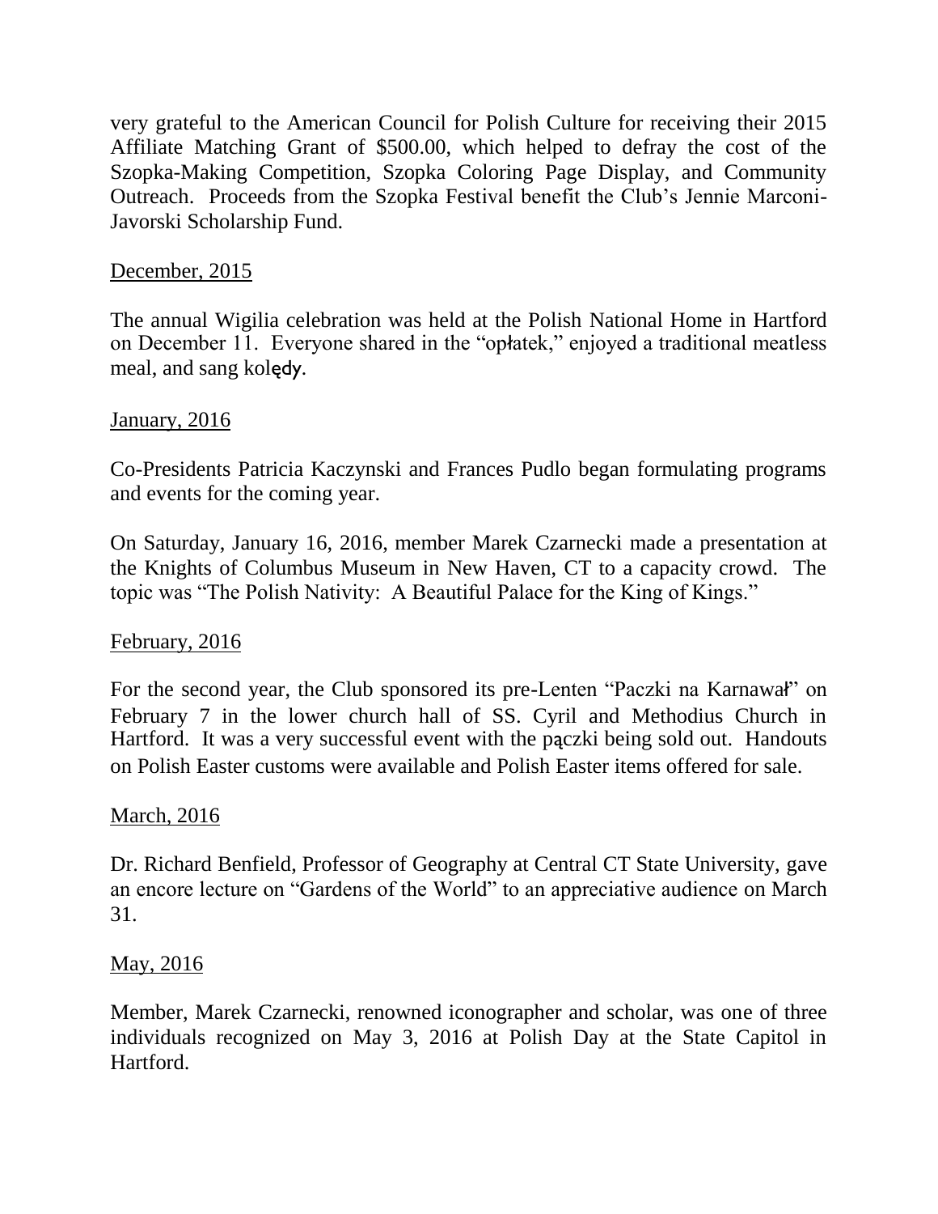very grateful to the American Council for Polish Culture for receiving their 2015 Affiliate Matching Grant of $500.00, which helped to defray the cost of the Szopka-Making Competition, Szopka Coloring Page Display, and Community Outreach. Proceeds from the Szopka Festival benefit the Club's Jennie Marconi-Javorski Scholarship Fund.

<u>December, 2015</u>

The annual Wigilia celebration was held at the Polish National Home in Hartford on December 11. Everyone shared in the "opłatek," enjoyed a traditional meatless meal, and sang kolędy.

<u>January, 2016</u>

Co-Presidents Patricia Kaczynski and Frances Pudlo began formulating programs and events for the coming year.

On Saturday, January 16, 2016, member Marek Czarnecki made a presentation at the Knights of Columbus Museum in New Haven, CT to a capacity crowd. The topic was "The Polish Nativity: A Beautiful Palace for the King of Kings."

<u>February, 2016</u>

For the second year, the Club sponsored its pre-Lenten "Paczki na Karnawał" on February 7 in the lower church hall of SS. Cyril and Methodius Church in Hartford. It was a very successful event with the pączki being sold out. Handouts on Polish Easter customs were available and Polish Easter items offered for sale.

<u>March, 2016</u>

Dr. Richard Benfield, Professor of Geography at Central CT State University, gave an encore lecture on "Gardens of the World" to an appreciative audience on March 31.

<u>May, 2016</u>

Member, Marek Czarnecki, renowned iconographer and scholar, was one of three individuals recognized on May 3, 2016 at Polish Day at the State Capitol in Hartford.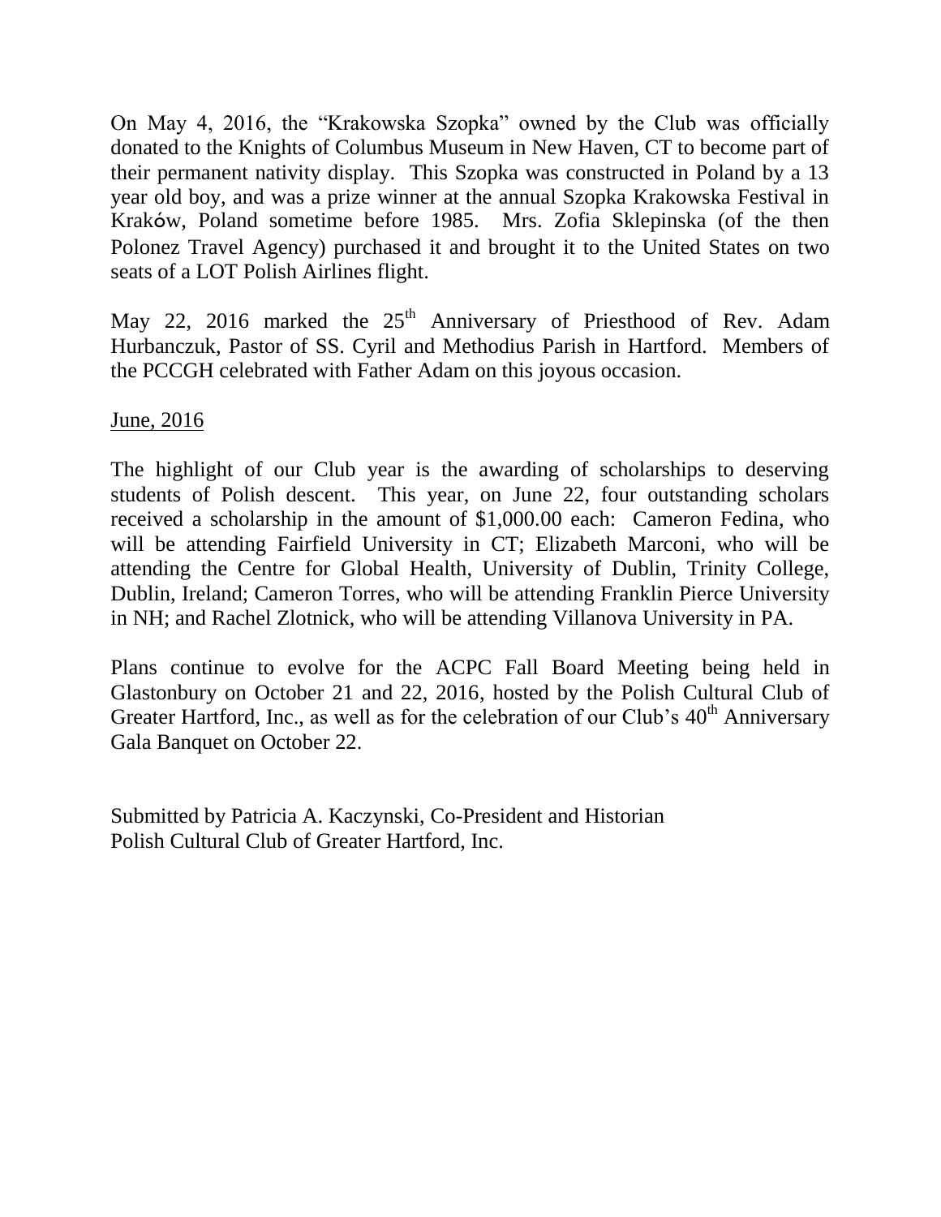On May 4, 2016, the "Krakowska Szopka" owned by the Club was officially donated to the Knights of Columbus Museum in New Haven, CT to become part of their permanent nativity display. This Szopka was constructed in Poland by a 13 year old boy, and was a prize winner at the annual Szopka Krakowska Festival in Kraków, Poland sometime before 1985. Mrs. Zofia Sklepinska (of the then Polonez Travel Agency) purchased it and brought it to the United States on two seats of a LOT Polish Airlines flight.

May 22, 2016 marked the 25th Anniversary of Priesthood of Rev. Adam Hurbanczuk, Pastor of SS. Cyril and Methodius Parish in Hartford. Members of the PCCGH celebrated with Father Adam on this joyous occasion.

<u>June, 2016</u>

The highlight of our Club year is the awarding of scholarships to deserving students of Polish descent. This year, on June 22, four outstanding scholars received a scholarship in the amount of $1,000.00 each: Cameron Fedina, who will be attending Fairfield University in CT; Elizabeth Marconi, who will be attending the Centre for Global Health, University of Dublin, Trinity College, Dublin, Ireland; Cameron Torres, who will be attending Franklin Pierce University in NH; and Rachel Zlotnick, who will be attending Villanova University in PA.

Plans continue to evolve for the ACPC Fall Board Meeting being held in Glastonbury on October 21 and 22, 2016, hosted by the Polish Cultural Club of Greater Hartford, Inc., as well as for the celebration of our Club's 40th Anniversary Gala Banquet on October 22.

Submitted by Patricia A. Kaczynski, Co-President and Historian
Polish Cultural Club of Greater Hartford, Inc.